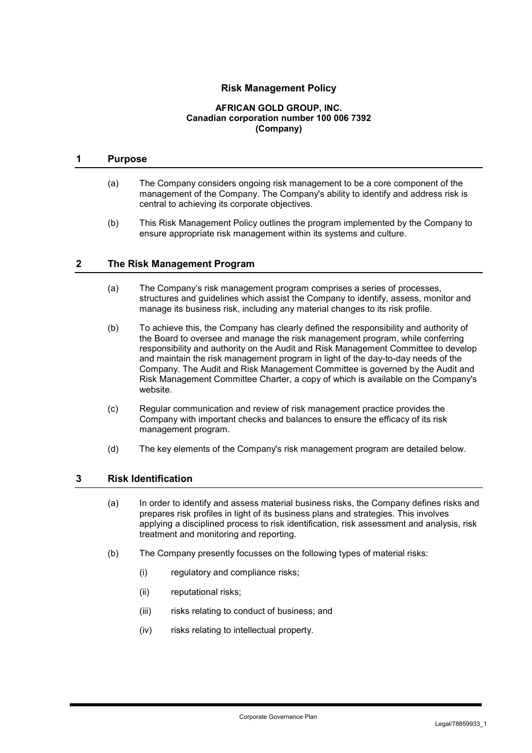# Risk Management Policy

**AFRICAN GOLD GROUP, INC.**
**Canadian corporation number 100 006 7392**
**(Company)**

## 1 Purpose

(a) The Company considers ongoing risk management to be a core component of the management of the Company. The Company's ability to identify and address risk is central to achieving its corporate objectives.

(b) This Risk Management Policy outlines the program implemented by the Company to ensure appropriate risk management within its systems and culture.

## 2 The Risk Management Program

(a) The Company's risk management program comprises a series of processes, structures and guidelines which assist the Company to identify, assess, monitor and manage its business risk, including any material changes to its risk profile.

(b) To achieve this, the Company has clearly defined the responsibility and authority of the Board to oversee and manage the risk management program, while conferring responsibility and authority on the Audit and Risk Management Committee to develop and maintain the risk management program in light of the day-to-day needs of the Company. The Audit and Risk Management Committee is governed by the Audit and Risk Management Committee Charter, a copy of which is available on the Company's website.

(c) Regular communication and review of risk management practice provides the Company with important checks and balances to ensure the efficacy of its risk management program.

(d) The key elements of the Company's risk management program are detailed below.

## 3 Risk Identification

(a) In order to identify and assess material business risks, the Company defines risks and prepares risk profiles in light of its business plans and strategies. This involves applying a disciplined process to risk identification, risk assessment and analysis, risk treatment and monitoring and reporting.

(b) The Company presently focusses on the following types of material risks:

(i) regulatory and compliance risks;

(ii) reputational risks;

(iii) risks relating to conduct of business; and

(iv) risks relating to intellectual property.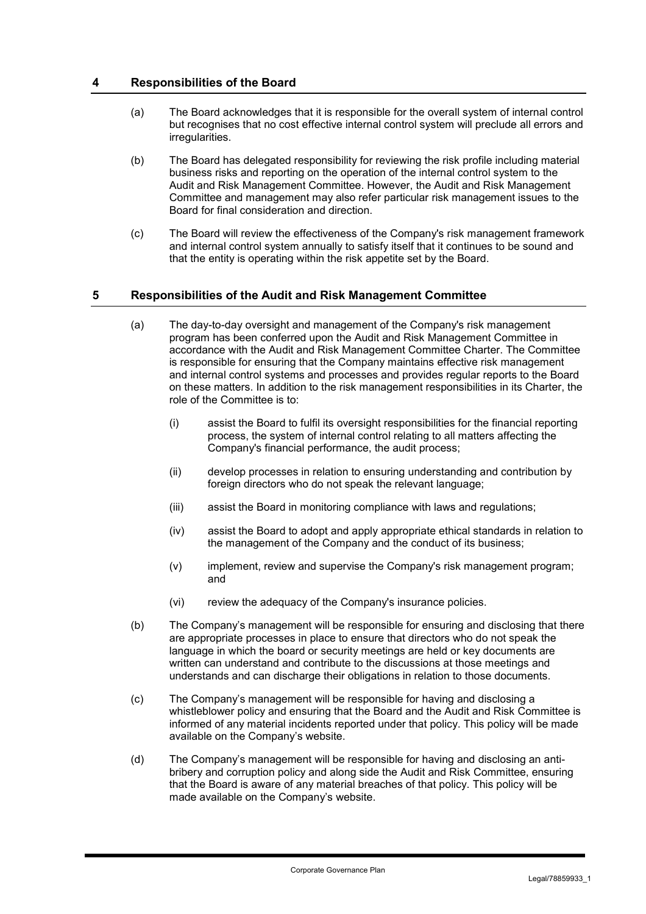## 4 Responsibilities of the Board

(a) The Board acknowledges that it is responsible for the overall system of internal control but recognises that no cost effective internal control system will preclude all errors and irregularities.

(b) The Board has delegated responsibility for reviewing the risk profile including material business risks and reporting on the operation of the internal control system to the Audit and Risk Management Committee. However, the Audit and Risk Management Committee and management may also refer particular risk management issues to the Board for final consideration and direction.

(c) The Board will review the effectiveness of the Company's risk management framework and internal control system annually to satisfy itself that it continues to be sound and that the entity is operating within the risk appetite set by the Board.

## 5 Responsibilities of the Audit and Risk Management Committee

(a) The day-to-day oversight and management of the Company's risk management program has been conferred upon the Audit and Risk Management Committee in accordance with the Audit and Risk Management Committee Charter. The Committee is responsible for ensuring that the Company maintains effective risk management and internal control systems and processes and provides regular reports to the Board on these matters. In addition to the risk management responsibilities in its Charter, the role of the Committee is to:

(i) assist the Board to fulfil its oversight responsibilities for the financial reporting process, the system of internal control relating to all matters affecting the Company's financial performance, the audit process;

(ii) develop processes in relation to ensuring understanding and contribution by foreign directors who do not speak the relevant language;

(iii) assist the Board in monitoring compliance with laws and regulations;

(iv) assist the Board to adopt and apply appropriate ethical standards in relation to the management of the Company and the conduct of its business;

(v) implement, review and supervise the Company's risk management program; and

(vi) review the adequacy of the Company's insurance policies.

(b) The Company's management will be responsible for ensuring and disclosing that there are appropriate processes in place to ensure that directors who do not speak the language in which the board or security meetings are held or key documents are written can understand and contribute to the discussions at those meetings and understands and can discharge their obligations in relation to those documents.

(c) The Company's management will be responsible for having and disclosing a whistleblower policy and ensuring that the Board and the Audit and Risk Committee is informed of any material incidents reported under that policy. This policy will be made available on the Company's website.

(d) The Company's management will be responsible for having and disclosing an anti-bribery and corruption policy and along side the Audit and Risk Committee, ensuring that the Board is aware of any material breaches of that policy. This policy will be made available on the Company's website.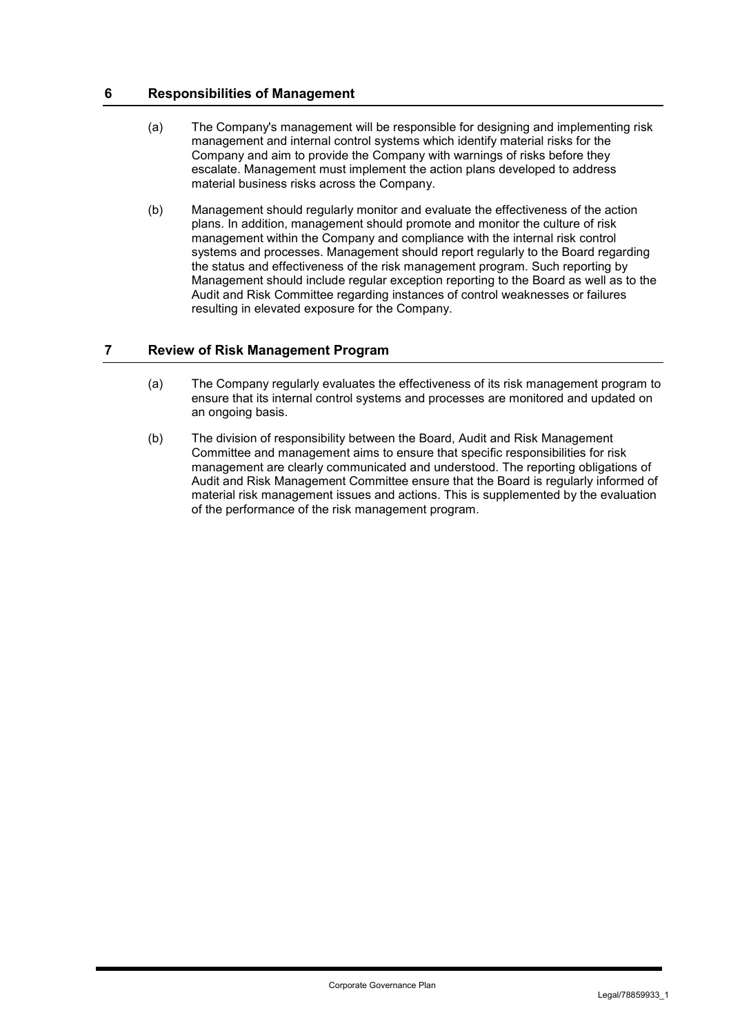## 6 Responsibilities of Management

(a) The Company's management will be responsible for designing and implementing risk management and internal control systems which identify material risks for the Company and aim to provide the Company with warnings of risks before they escalate. Management must implement the action plans developed to address material business risks across the Company.

(b) Management should regularly monitor and evaluate the effectiveness of the action plans. In addition, management should promote and monitor the culture of risk management within the Company and compliance with the internal risk control systems and processes. Management should report regularly to the Board regarding the status and effectiveness of the risk management program. Such reporting by Management should include regular exception reporting to the Board as well as to the Audit and Risk Committee regarding instances of control weaknesses or failures resulting in elevated exposure for the Company.

## 7 Review of Risk Management Program

(a) The Company regularly evaluates the effectiveness of its risk management program to ensure that its internal control systems and processes are monitored and updated on an ongoing basis.

(b) The division of responsibility between the Board, Audit and Risk Management Committee and management aims to ensure that specific responsibilities for risk management are clearly communicated and understood. The reporting obligations of Audit and Risk Management Committee ensure that the Board is regularly informed of material risk management issues and actions. This is supplemented by the evaluation of the performance of the risk management program.